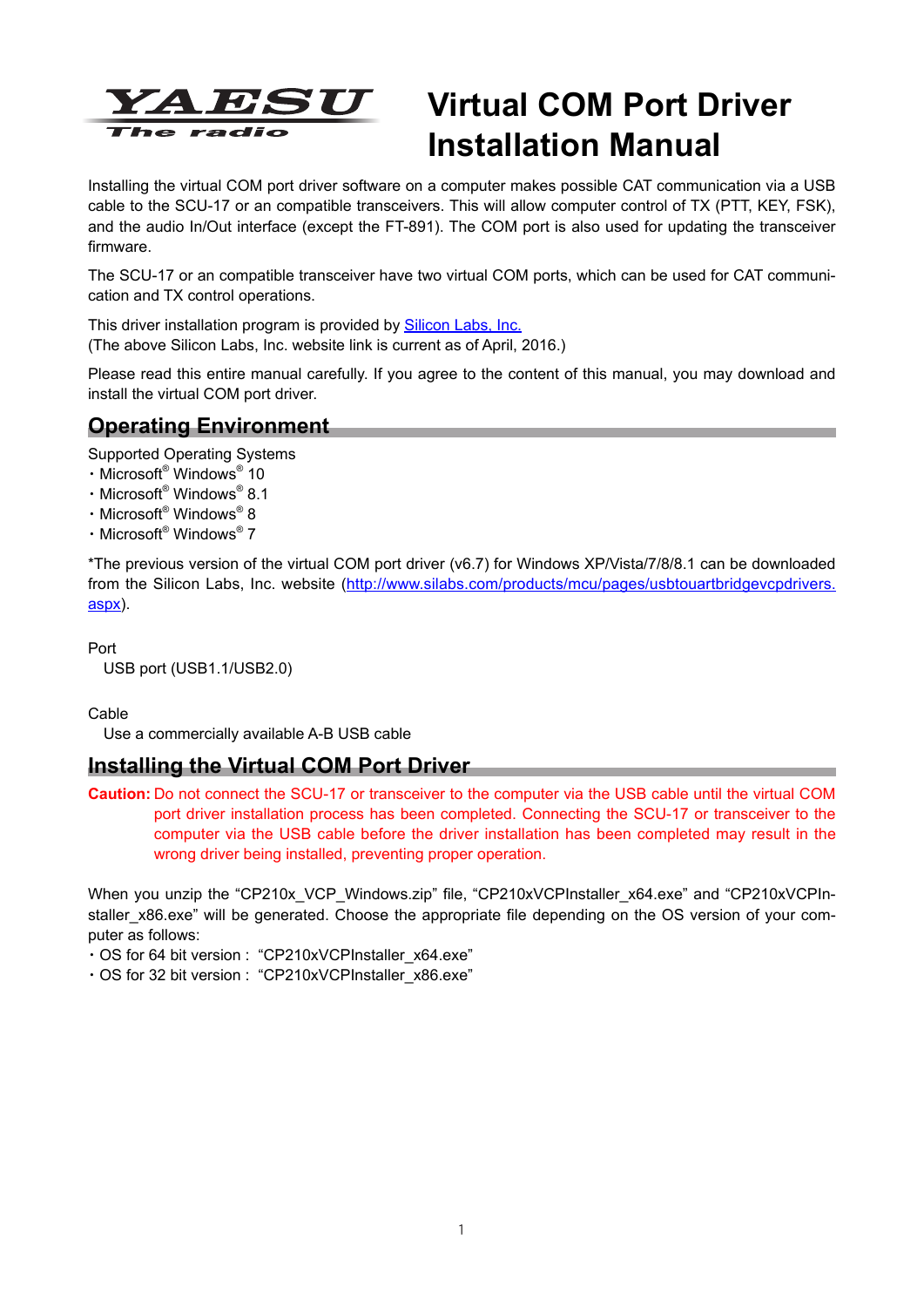YAESU The radio

# Virtual COM Port Driver Installation Manual

Installing the virtual COM port driver software on a computer makes possible CAT communication via a USB cable to the SCU-17 or an compatible transceivers. This will allow computer control of TX (PTT, KEY, FSK), and the audio In/Out interface (except the FT-891). The COM port is also used for updating the transceiver firmware.

The SCU-17 or an compatible transceiver have two virtual COM ports, which can be used for CAT communication and TX control operations.

This driver installation program is provided by Silicon Labs, Inc.
(The above Silicon Labs, Inc. website link is current as of April, 2016.)

Please read this entire manual carefully. If you agree to the content of this manual, you may download and install the virtual COM port driver.

## Operating Environment

Supported Operating Systems
- Microsoft® Windows® 10
- Microsoft® Windows® 8.1
- Microsoft® Windows® 8
- Microsoft® Windows® 7

*The previous version of the virtual COM port driver (v6.7) for Windows XP/Vista/7/8/8.1 can be downloaded from the Silicon Labs, Inc. website (http://www.silabs.com/products/mcu/pages/usbtouartbridgevcpdrivers.aspx).

Port
USB port (USB1.1/USB2.0)

Cable
Use a commercially available A-B USB cable

## Installing the Virtual COM Port Driver

**Caution:** Do not connect the SCU-17 or transceiver to the computer via the USB cable until the virtual COM port driver installation process has been completed. Connecting the SCU-17 or transceiver to the computer via the USB cable before the driver installation has been completed may result in the wrong driver being installed, preventing proper operation.

When you unzip the "CP210x_VCP_Windows.zip" file, "CP210xVCPInstaller_x64.exe" and "CP210xVCPInstaller_x86.exe" will be generated. Choose the appropriate file depending on the OS version of your computer as follows:
- OS for 64 bit version : "CP210xVCPInstaller_x64.exe"
- OS for 32 bit version : "CP210xVCPInstaller_x86.exe"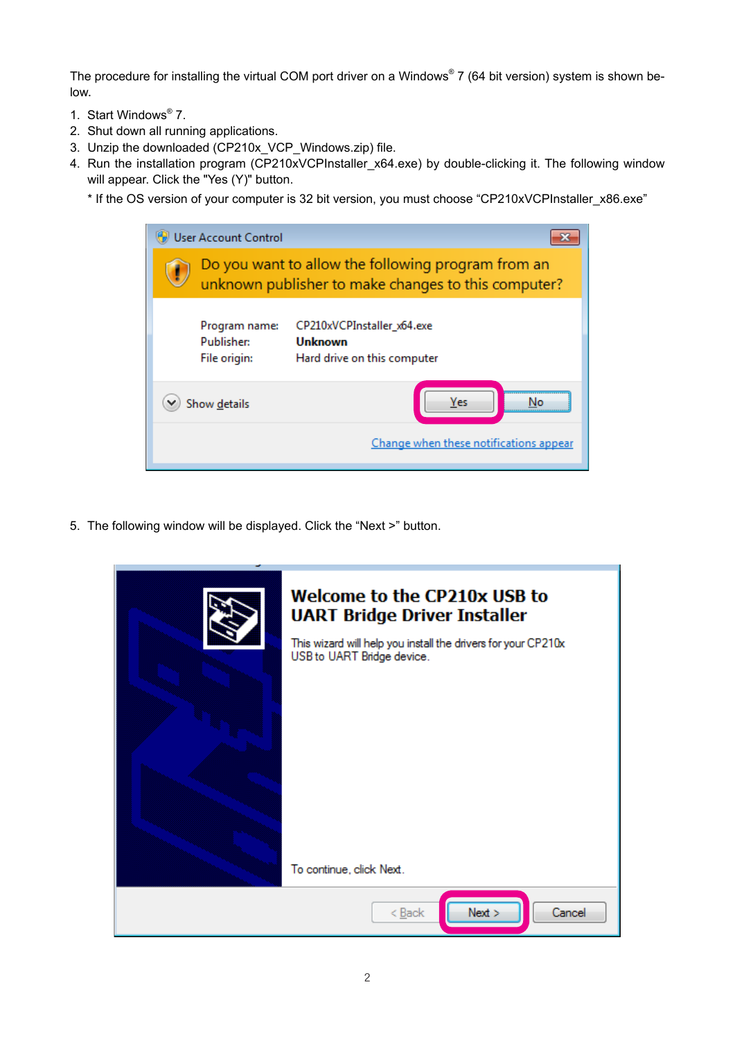The procedure for installing the virtual COM port driver on a Windows® 7 (64 bit version) system is shown below.

1. Start Windows® 7.
2. Shut down all running applications.
3. Unzip the downloaded (CP210x_VCP_Windows.zip) file.
4. Run the installation program (CP210xVCPInstaller_x64.exe) by double-clicking it. The following window will appear. Click the "Yes (Y)" button.

   * If the OS version of your computer is 32 bit version, you must choose “CP210xVCPInstaller_x86.exe”

5. The following window will be displayed. Click the “Next >” button.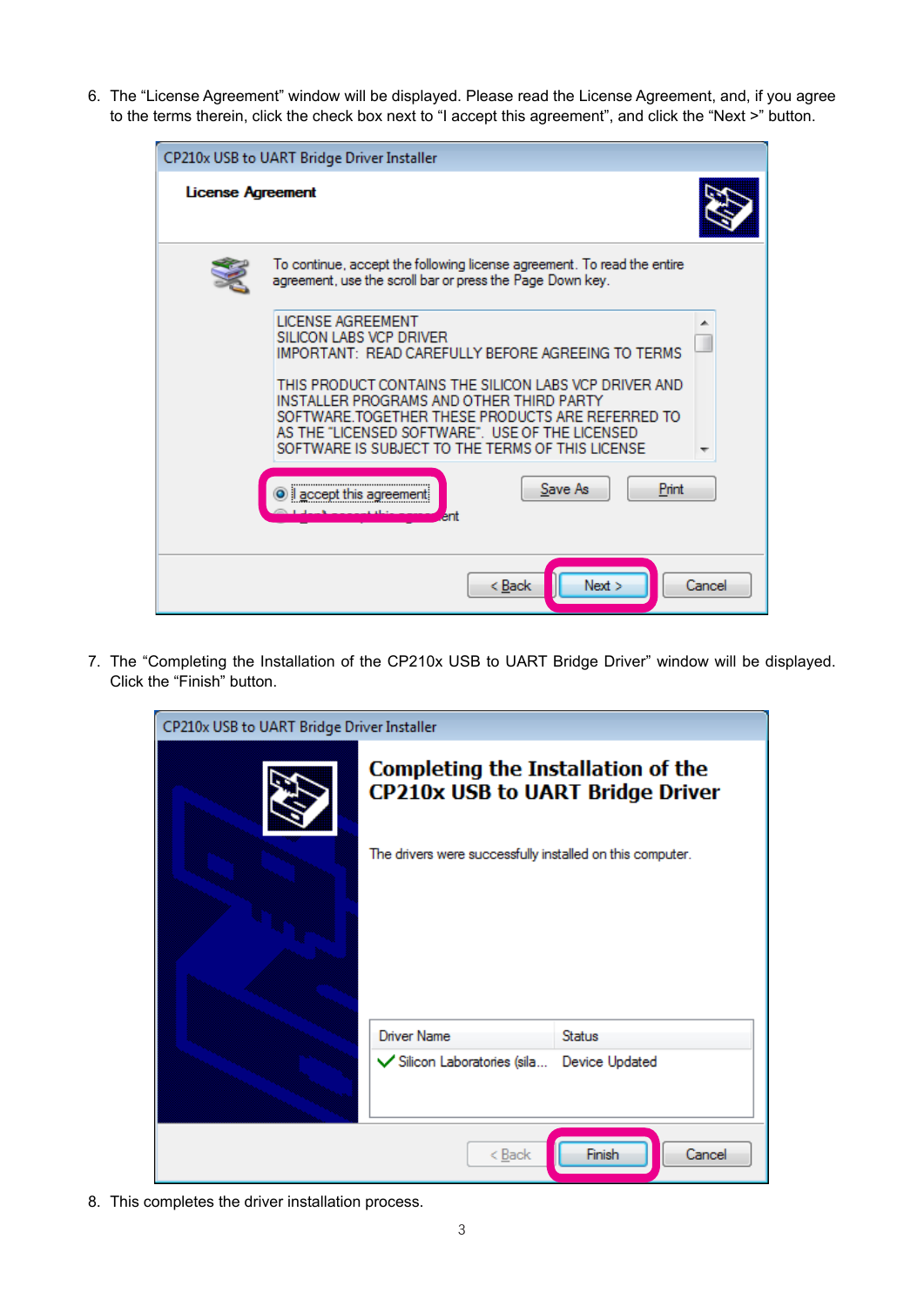6. The "License Agreement" window will be displayed. Please read the License Agreement, and, if you agree to the terms therein, click the check box next to "I accept this agreement", and click the "Next >" button.

7. The "Completing the Installation of the CP210x USB to UART Bridge Driver" window will be displayed. Click the "Finish" button.

8. This completes the driver installation process.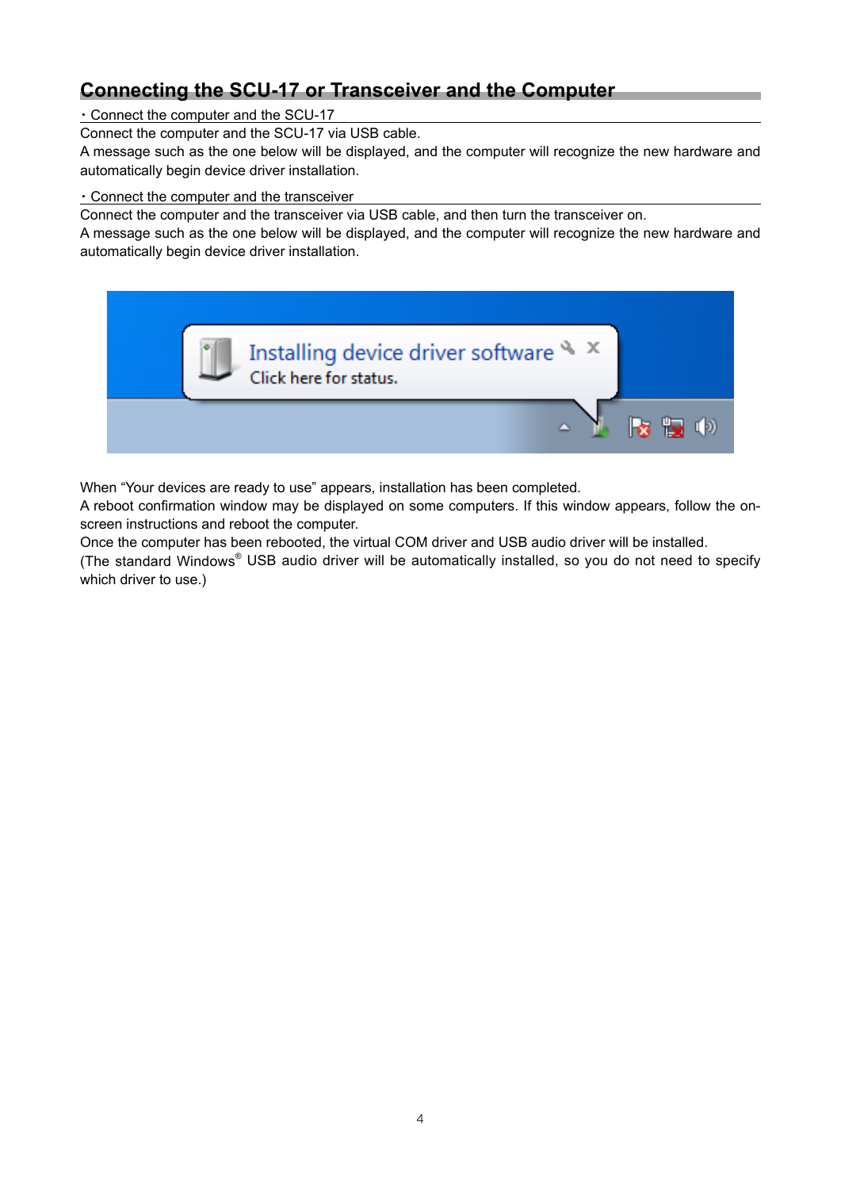## Connecting the SCU-17 or Transceiver and the Computer

・Connect the computer and the SCU-17

Connect the computer and the SCU-17 via USB cable.

A message such as the one below will be displayed, and the computer will recognize the new hardware and automatically begin device driver installation.

・Connect the computer and the transceiver

Connect the computer and the transceiver via USB cable, and then turn the transceiver on.

A message such as the one below will be displayed, and the computer will recognize the new hardware and automatically begin device driver installation.

When "Your devices are ready to use" appears, installation has been completed.

A reboot confirmation window may be displayed on some computers. If this window appears, follow the on-screen instructions and reboot the computer.

Once the computer has been rebooted, the virtual COM driver and USB audio driver will be installed.

(The standard Windows® USB audio driver will be automatically installed, so you do not need to specify which driver to use.)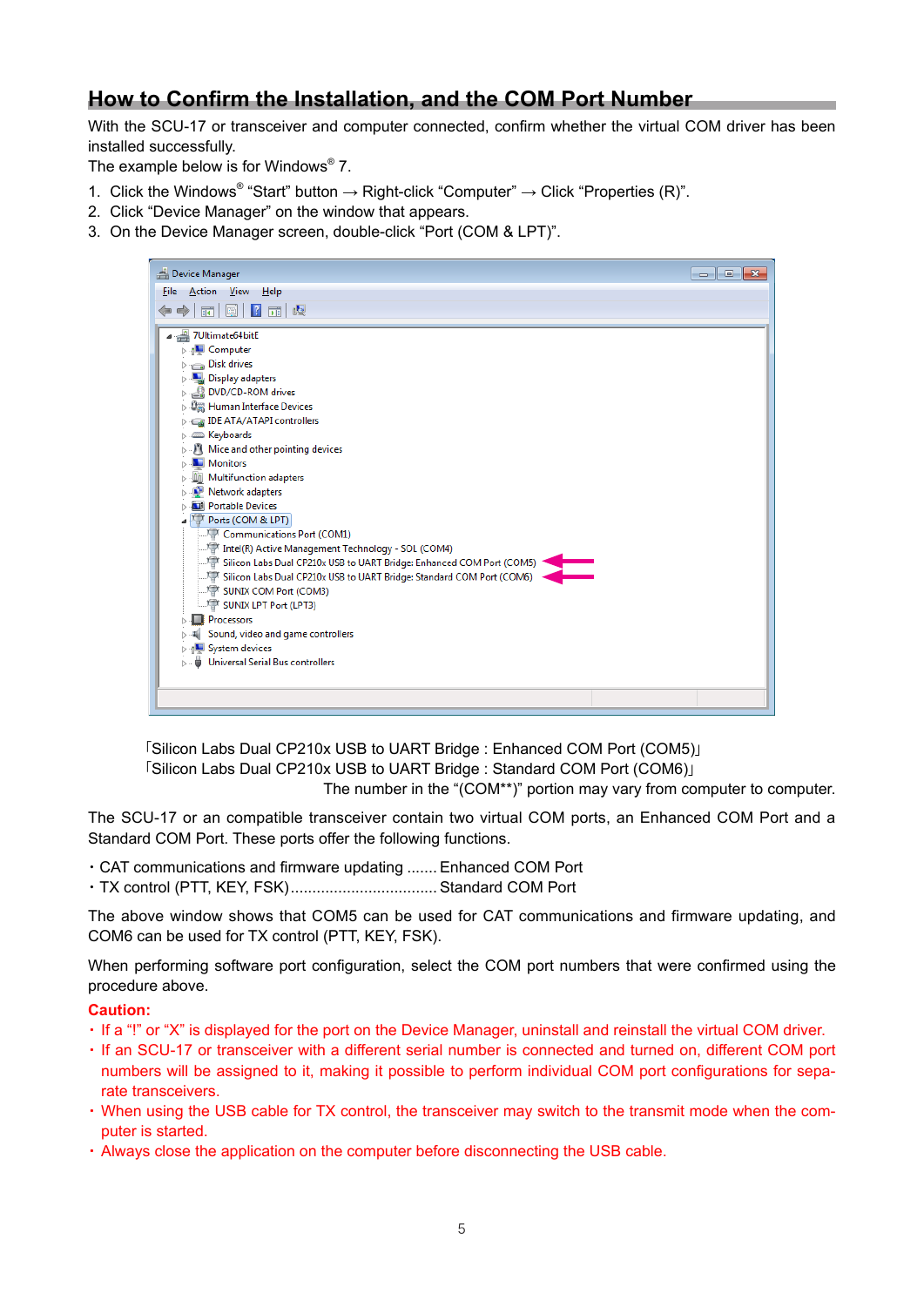## How to Confirm the Installation, and the COM Port Number

With the SCU-17 or transceiver and computer connected, confirm whether the virtual COM driver has been installed successfully.
The example below is for Windows® 7.

1. Click the Windows® "Start" button → Right-click "Computer" → Click "Properties (R)".
2. Click "Device Manager" on the window that appears.
3. On the Device Manager screen, double-click "Port (COM & LPT)".

「Silicon Labs Dual CP210x USB to UART Bridge : Enhanced COM Port (COM5)」
「Silicon Labs Dual CP210x USB to UART Bridge : Standard COM Port (COM6)」
The number in the "(COM**)" portion may vary from computer to computer.

The SCU-17 or an compatible transceiver contain two virtual COM ports, an Enhanced COM Port and a Standard COM Port. These ports offer the following functions.

・CAT communications and firmware updating ....... Enhanced COM Port
・TX control (PTT, KEY, FSK)................................. Standard COM Port

The above window shows that COM5 can be used for CAT communications and firmware updating, and COM6 can be used for TX control (PTT, KEY, FSK).

When performing software port configuration, select the COM port numbers that were confirmed using the procedure above.

**Caution:**

・If a "!" or "X" is displayed for the port on the Device Manager, uninstall and reinstall the virtual COM driver.
・If an SCU-17 or transceiver with a different serial number is connected and turned on, different COM port numbers will be assigned to it, making it possible to perform individual COM port configurations for separate transceivers.
・When using the USB cable for TX control, the transceiver may switch to the transmit mode when the computer is started.
・Always close the application on the computer before disconnecting the USB cable.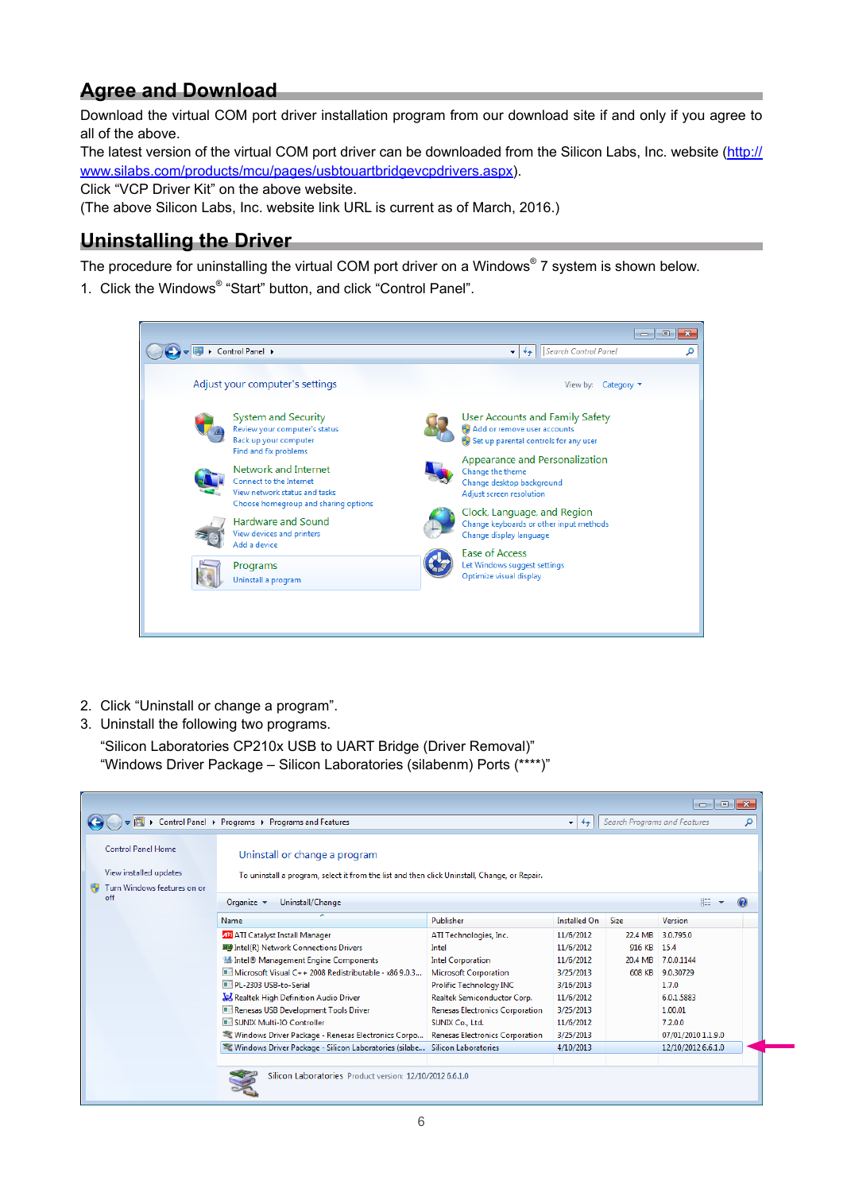## Agree and Download

Download the virtual COM port driver installation program from our download site if and only if you agree to all of the above.

The latest version of the virtual COM port driver can be downloaded from the Silicon Labs, Inc. website (http://www.silabs.com/products/mcu/pages/usbtouartbridgevcpdrivers.aspx).

Click "VCP Driver Kit" on the above website.

(The above Silicon Labs, Inc. website link URL is current as of March, 2016.)

## Uninstalling the Driver

The procedure for uninstalling the virtual COM port driver on a Windows® 7 system is shown below.

1. Click the Windows® "Start" button, and click "Control Panel".

2. Click "Uninstall or change a program".
3. Uninstall the following two programs.

   "Silicon Laboratories CP210x USB to UART Bridge (Driver Removal)"
   "Windows Driver Package – Silicon Laboratories (silabenm) Ports (****)"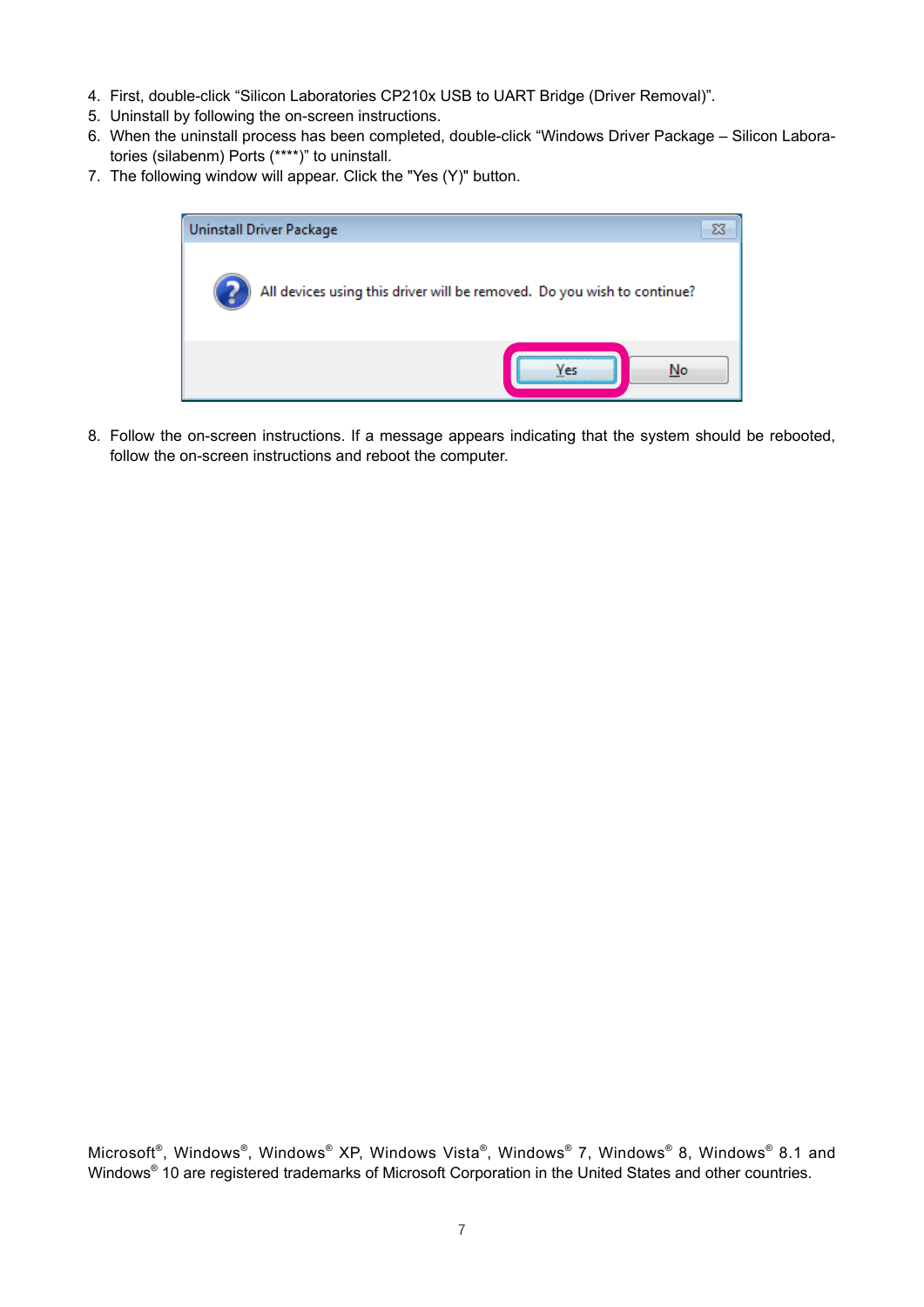4. First, double-click “Silicon Laboratories CP210x USB to UART Bridge (Driver Removal)”.
5. Uninstall by following the on-screen instructions.
6. When the uninstall process has been completed, double-click “Windows Driver Package – Silicon Laboratories (silabenm) Ports (****)” to uninstall.
7. The following window will appear. Click the "Yes (Y)" button.

8. Follow the on-screen instructions. If a message appears indicating that the system should be rebooted, follow the on-screen instructions and reboot the computer.

Microsoft®, Windows®, Windows® XP, Windows Vista®, Windows® 7, Windows® 8, Windows® 8.1 and Windows® 10 are registered trademarks of Microsoft Corporation in the United States and other countries.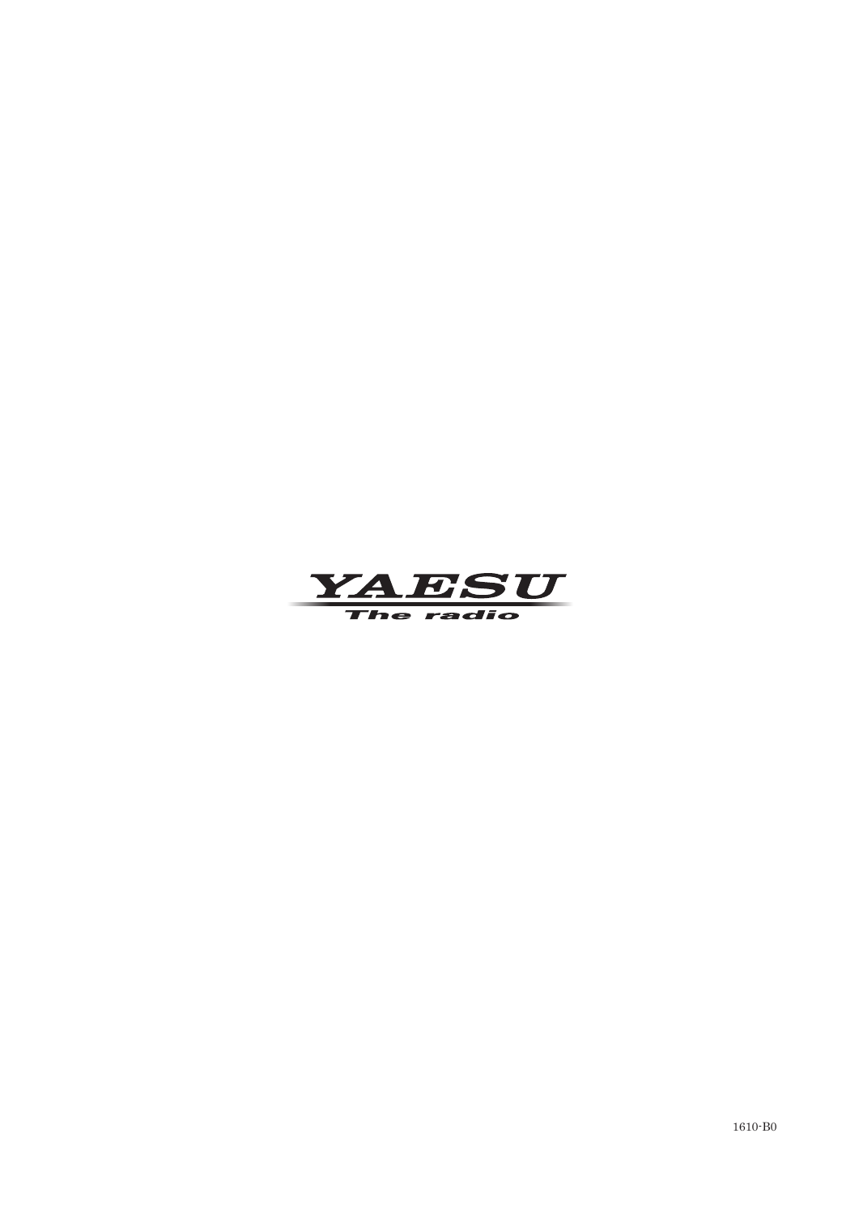YAESU

The radio

1610-B0